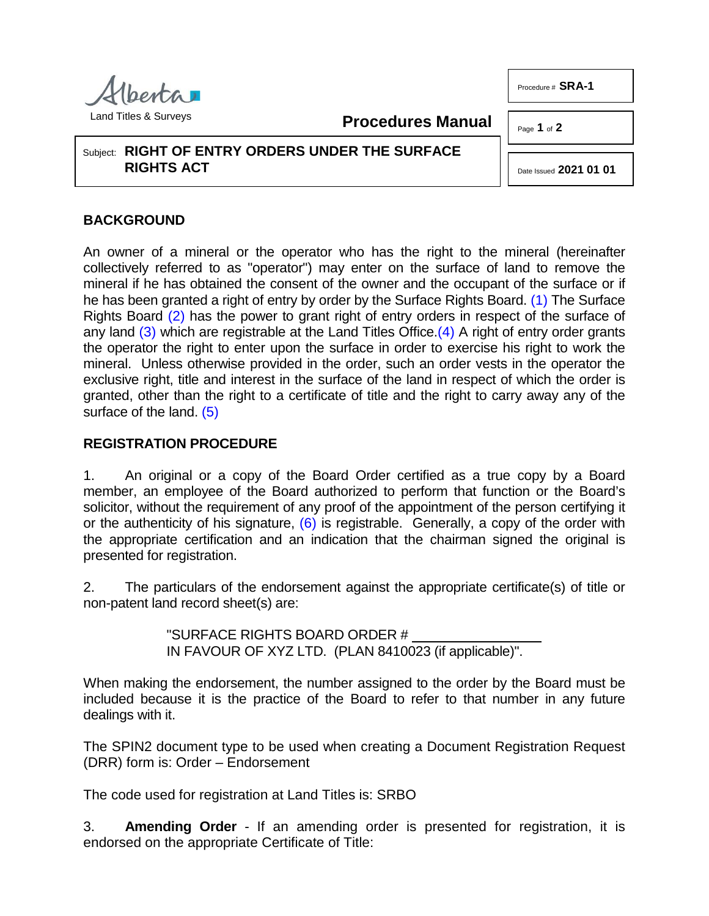Alberta Land Titles & Surveys

**Procedures Manual**

Procedure # **SRA-1**

Date Issued **2021 01 01**

Subject: **RIGHT OF ENTRY ORDERS UNDER THE SURFACE RIGHTS ACT**

## BACKGROUND

An owner of a mineral or the operator who has the right to the mineral (hereinafter collectively referred to as "operator") may enter on the surface of land to remove the mineral if he has obtained the consent of the owner and the occupant of the surface or if he has been granted a right of entry by order by the Surface Rights Board. (1) The Surface Rights Board (2) has the power to grant right of entry orders in respect of the surface of any land (3) which are registrable at the Land Titles Office.(4) A right of entry order grants the operator the right to enter upon the surface in order to exercise his right to work the mineral. Unless otherwise provided in the order, such an order vests in the operator the exclusive right, title and interest in the surface of the land in respect of which the order is granted, other than the right to a certificate of title and the right to carry away any of the surface of the land. (5)

## REGISTRATION PROCEDURE

1. An original or a copy of the Board Order certified as a true copy by a Board member, an employee of the Board authorized to perform that function or the Board's solicitor, without the requirement of any proof of the appointment of the person certifying it or the authenticity of his signature, (6) is registrable. Generally, a copy of the order with the appropriate certification and an indication that the chairman signed the original is presented for registration.

2. The particulars of the endorsement against the appropriate certificate(s) of title or non-patent land record sheet(s) are:

> "SURFACE RIGHTS BOARD ORDER # ________________
> IN FAVOUR OF XYZ LTD. (PLAN 8410023 (if applicable)".

When making the endorsement, the number assigned to the order by the Board must be included because it is the practice of the Board to refer to that number in any future dealings with it.

The SPIN2 document type to be used when creating a Document Registration Request (DRR) form is: Order – Endorsement

The code used for registration at Land Titles is: SRBO

3. **Amending Order** - If an amending order is presented for registration, it is endorsed on the appropriate Certificate of Title: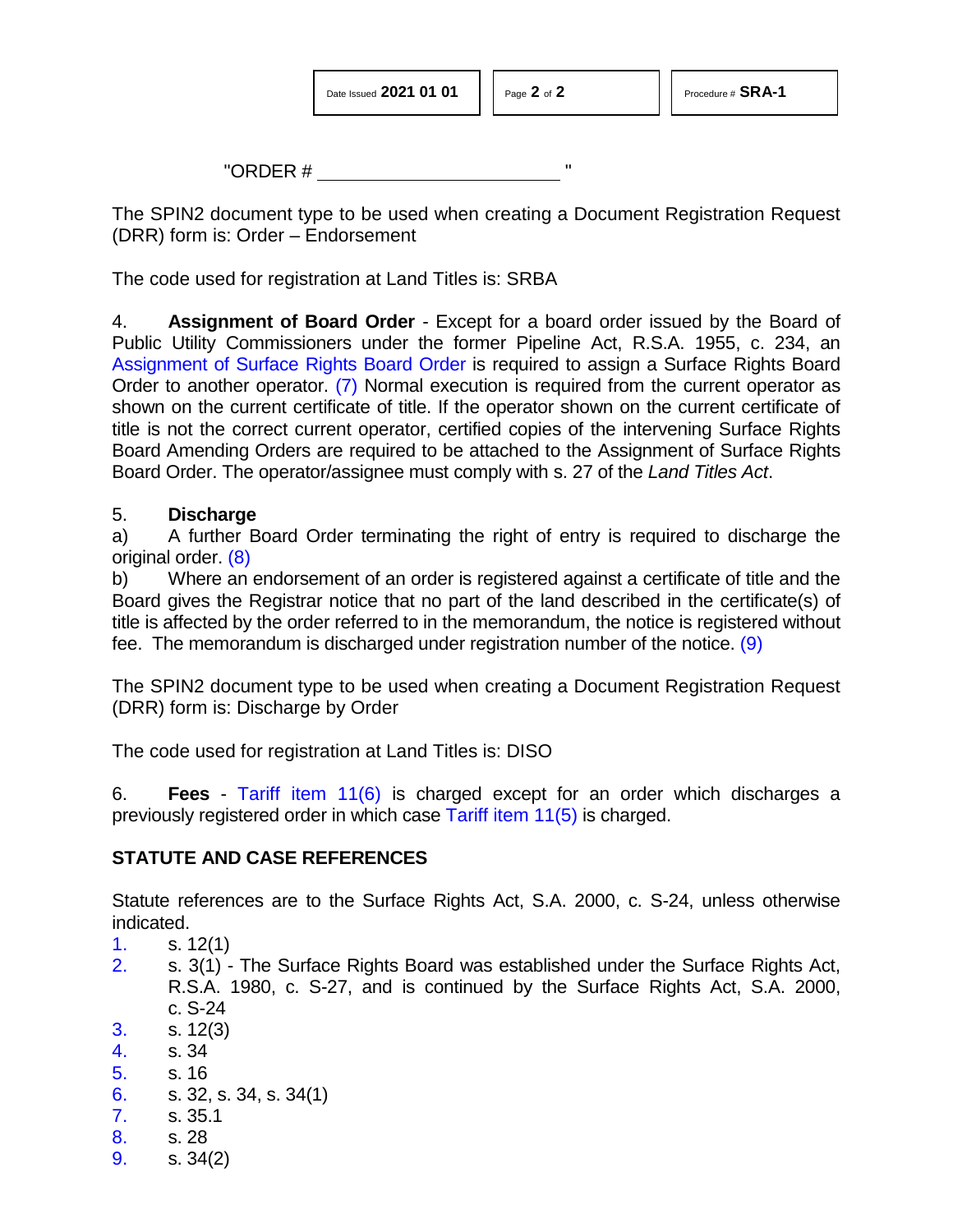"ORDER # \_\_\_\_\_\_\_\_\_\_\_\_\_\_\_\_\_\_\_\_\_\_\_\_ "

The SPIN2 document type to be used when creating a Document Registration Request (DRR) form is: Order – Endorsement

The code used for registration at Land Titles is: SRBA

4. **Assignment of Board Order** - Except for a board order issued by the Board of Public Utility Commissioners under the former Pipeline Act, R.S.A. 1955, c. 234, an Assignment of Surface Rights Board Order is required to assign a Surface Rights Board Order to another operator. (7) Normal execution is required from the current operator as shown on the current certificate of title. If the operator shown on the current certificate of title is not the correct current operator, certified copies of the intervening Surface Rights Board Amending Orders are required to be attached to the Assignment of Surface Rights Board Order. The operator/assignee must comply with s. 27 of the *Land Titles Act*.

5. **Discharge**

a) A further Board Order terminating the right of entry is required to discharge the original order. (8)

b) Where an endorsement of an order is registered against a certificate of title and the Board gives the Registrar notice that no part of the land described in the certificate(s) of title is affected by the order referred to in the memorandum, the notice is registered without fee. The memorandum is discharged under registration number of the notice. (9)

The SPIN2 document type to be used when creating a Document Registration Request (DRR) form is: Discharge by Order

The code used for registration at Land Titles is: DISO

6. **Fees** - Tariff item 11(6) is charged except for an order which discharges a previously registered order in which case Tariff item 11(5) is charged.

## STATUTE AND CASE REFERENCES

Statute references are to the Surface Rights Act, S.A. 2000, c. S-24, unless otherwise indicated.

1. s. 12(1)
2. s. 3(1) - The Surface Rights Board was established under the Surface Rights Act, R.S.A. 1980, c. S-27, and is continued by the Surface Rights Act, S.A. 2000, c. S-24
3. s. 12(3)
4. s. 34
5. s. 16
6. s. 32, s. 34, s. 34(1)
7. s. 35.1
8. s. 28
9. s. 34(2)